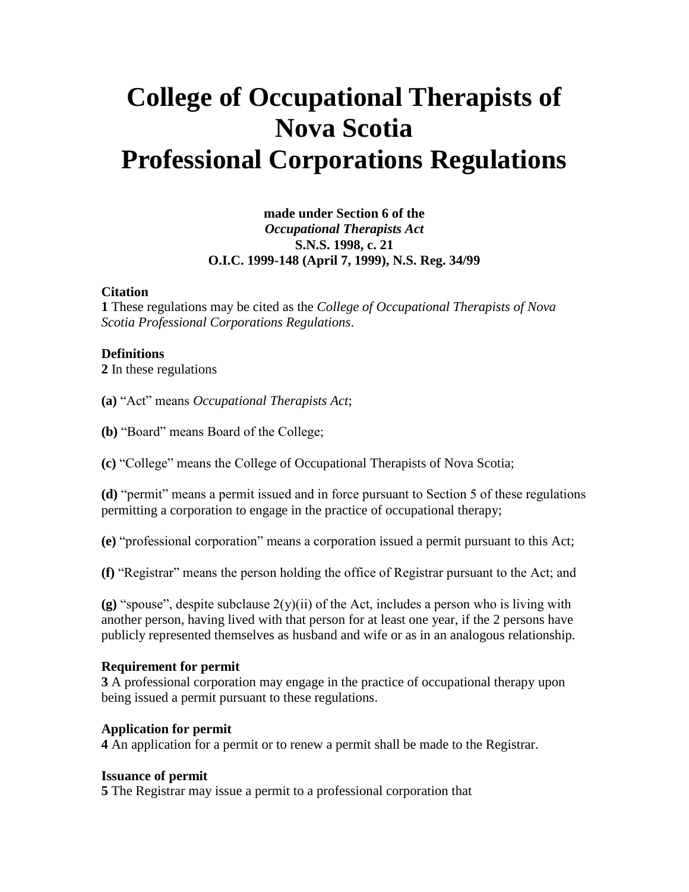# College of Occupational Therapists of Nova Scotia
# Professional Corporations Regulations

**made under Section 6 of the**
***Occupational Therapists Act***
**S.N.S. 1998, c. 21**
**O.I.C. 1999-148 (April 7, 1999), N.S. Reg. 34/99**

**Citation**
**1** These regulations may be cited as the *College of Occupational Therapists of Nova Scotia Professional Corporations Regulations*.

**Definitions**
**2** In these regulations

**(a)** "Act" means *Occupational Therapists Act*;

**(b)** "Board" means Board of the College;

**(c)** "College" means the College of Occupational Therapists of Nova Scotia;

**(d)** "permit" means a permit issued and in force pursuant to Section 5 of these regulations permitting a corporation to engage in the practice of occupational therapy;

**(e)** "professional corporation" means a corporation issued a permit pursuant to this Act;

**(f)** "Registrar" means the person holding the office of Registrar pursuant to the Act; and

**(g)** "spouse", despite subclause 2(y)(ii) of the Act, includes a person who is living with another person, having lived with that person for at least one year, if the 2 persons have publicly represented themselves as husband and wife or as in an analogous relationship.

**Requirement for permit**
**3** A professional corporation may engage in the practice of occupational therapy upon being issued a permit pursuant to these regulations.

**Application for permit**
**4** An application for a permit or to renew a permit shall be made to the Registrar.

**Issuance of permit**
**5** The Registrar may issue a permit to a professional corporation that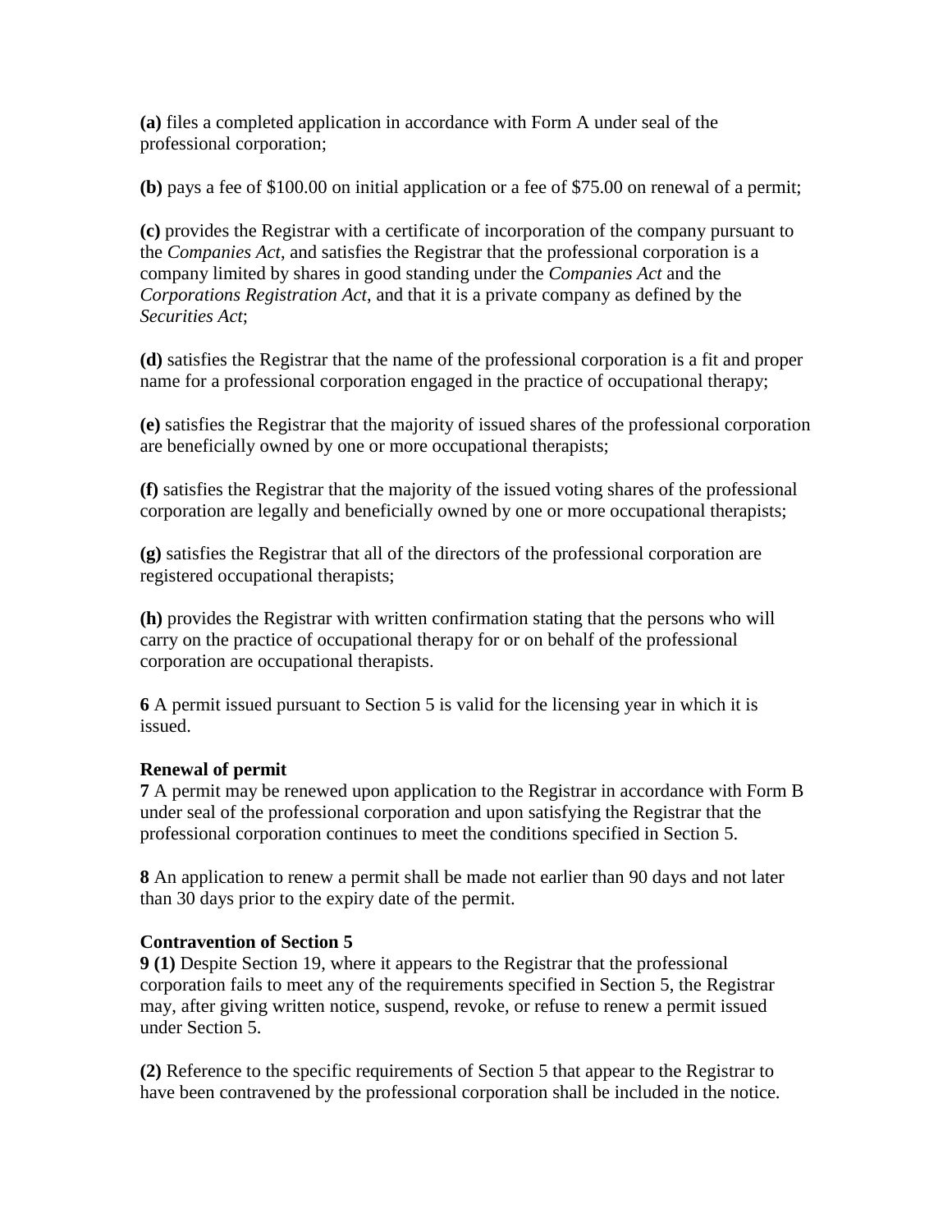**(a)** files a completed application in accordance with Form A under seal of the professional corporation;

**(b)** pays a fee of $100.00 on initial application or a fee of $75.00 on renewal of a permit;

**(c)** provides the Registrar with a certificate of incorporation of the company pursuant to the *Companies Act*, and satisfies the Registrar that the professional corporation is a company limited by shares in good standing under the *Companies Act* and the *Corporations Registration Act*, and that it is a private company as defined by the *Securities Act*;

**(d)** satisfies the Registrar that the name of the professional corporation is a fit and proper name for a professional corporation engaged in the practice of occupational therapy;

**(e)** satisfies the Registrar that the majority of issued shares of the professional corporation are beneficially owned by one or more occupational therapists;

**(f)** satisfies the Registrar that the majority of the issued voting shares of the professional corporation are legally and beneficially owned by one or more occupational therapists;

**(g)** satisfies the Registrar that all of the directors of the professional corporation are registered occupational therapists;

**(h)** provides the Registrar with written confirmation stating that the persons who will carry on the practice of occupational therapy for or on behalf of the professional corporation are occupational therapists.

**6** A permit issued pursuant to Section 5 is valid for the licensing year in which it is issued.

**Renewal of permit**

**7** A permit may be renewed upon application to the Registrar in accordance with Form B under seal of the professional corporation and upon satisfying the Registrar that the professional corporation continues to meet the conditions specified in Section 5.

**8** An application to renew a permit shall be made not earlier than 90 days and not later than 30 days prior to the expiry date of the permit.

**Contravention of Section 5**

**9 (1)** Despite Section 19, where it appears to the Registrar that the professional corporation fails to meet any of the requirements specified in Section 5, the Registrar may, after giving written notice, suspend, revoke, or refuse to renew a permit issued under Section 5.

**(2)** Reference to the specific requirements of Section 5 that appear to the Registrar to have been contravened by the professional corporation shall be included in the notice.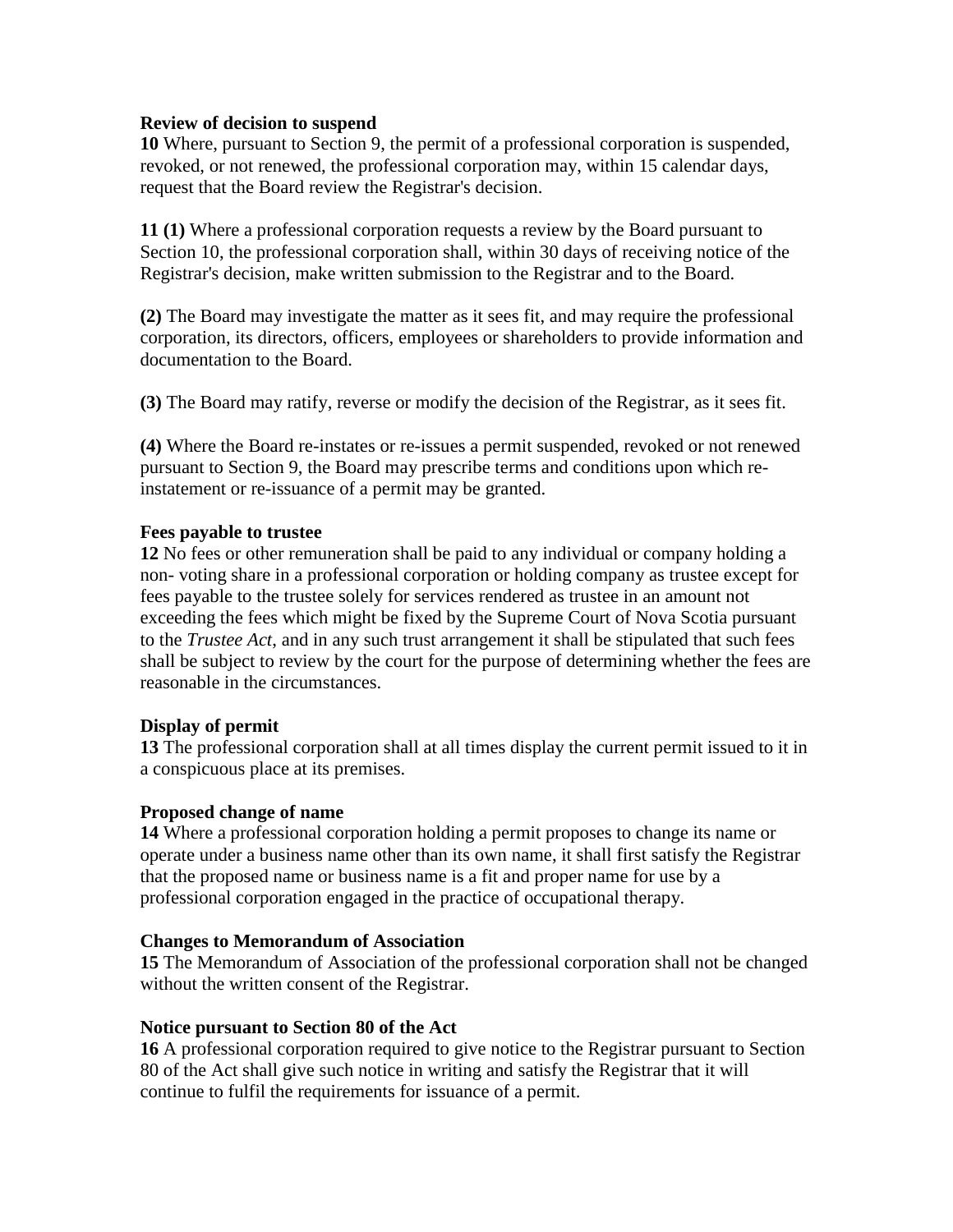**Review of decision to suspend**
**10** Where, pursuant to Section 9, the permit of a professional corporation is suspended, revoked, or not renewed, the professional corporation may, within 15 calendar days, request that the Board review the Registrar's decision.

**11 (1)** Where a professional corporation requests a review by the Board pursuant to Section 10, the professional corporation shall, within 30 days of receiving notice of the Registrar's decision, make written submission to the Registrar and to the Board.

**(2)** The Board may investigate the matter as it sees fit, and may require the professional corporation, its directors, officers, employees or shareholders to provide information and documentation to the Board.

**(3)** The Board may ratify, reverse or modify the decision of the Registrar, as it sees fit.

**(4)** Where the Board re-instates or re-issues a permit suspended, revoked or not renewed pursuant to Section 9, the Board may prescribe terms and conditions upon which re-instatement or re-issuance of a permit may be granted.

**Fees payable to trustee**
**12** No fees or other remuneration shall be paid to any individual or company holding a non- voting share in a professional corporation or holding company as trustee except for fees payable to the trustee solely for services rendered as trustee in an amount not exceeding the fees which might be fixed by the Supreme Court of Nova Scotia pursuant to the *Trustee Act*, and in any such trust arrangement it shall be stipulated that such fees shall be subject to review by the court for the purpose of determining whether the fees are reasonable in the circumstances.

**Display of permit**
**13** The professional corporation shall at all times display the current permit issued to it in a conspicuous place at its premises.

**Proposed change of name**
**14** Where a professional corporation holding a permit proposes to change its name or operate under a business name other than its own name, it shall first satisfy the Registrar that the proposed name or business name is a fit and proper name for use by a professional corporation engaged in the practice of occupational therapy.

**Changes to Memorandum of Association**
**15** The Memorandum of Association of the professional corporation shall not be changed without the written consent of the Registrar.

**Notice pursuant to Section 80 of the Act**
**16** A professional corporation required to give notice to the Registrar pursuant to Section 80 of the Act shall give such notice in writing and satisfy the Registrar that it will continue to fulfil the requirements for issuance of a permit.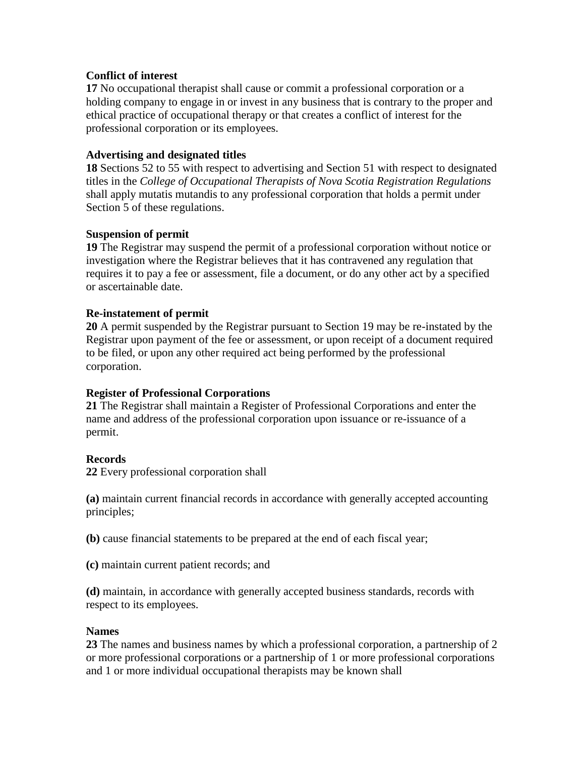**Conflict of interest**

**17** No occupational therapist shall cause or commit a professional corporation or a holding company to engage in or invest in any business that is contrary to the proper and ethical practice of occupational therapy or that creates a conflict of interest for the professional corporation or its employees.

**Advertising and designated titles**

**18** Sections 52 to 55 with respect to advertising and Section 51 with respect to designated titles in the *College of Occupational Therapists of Nova Scotia Registration Regulations* shall apply mutatis mutandis to any professional corporation that holds a permit under Section 5 of these regulations.

**Suspension of permit**

**19** The Registrar may suspend the permit of a professional corporation without notice or investigation where the Registrar believes that it has contravened any regulation that requires it to pay a fee or assessment, file a document, or do any other act by a specified or ascertainable date.

**Re-instatement of permit**

**20** A permit suspended by the Registrar pursuant to Section 19 may be re-instated by the Registrar upon payment of the fee or assessment, or upon receipt of a document required to be filed, or upon any other required act being performed by the professional corporation.

**Register of Professional Corporations**

**21** The Registrar shall maintain a Register of Professional Corporations and enter the name and address of the professional corporation upon issuance or re-issuance of a permit.

**Records**

**22** Every professional corporation shall

**(a)** maintain current financial records in accordance with generally accepted accounting principles;

**(b)** cause financial statements to be prepared at the end of each fiscal year;

**(c)** maintain current patient records; and

**(d)** maintain, in accordance with generally accepted business standards, records with respect to its employees.

**Names**

**23** The names and business names by which a professional corporation, a partnership of 2 or more professional corporations or a partnership of 1 or more professional corporations and 1 or more individual occupational therapists may be known shall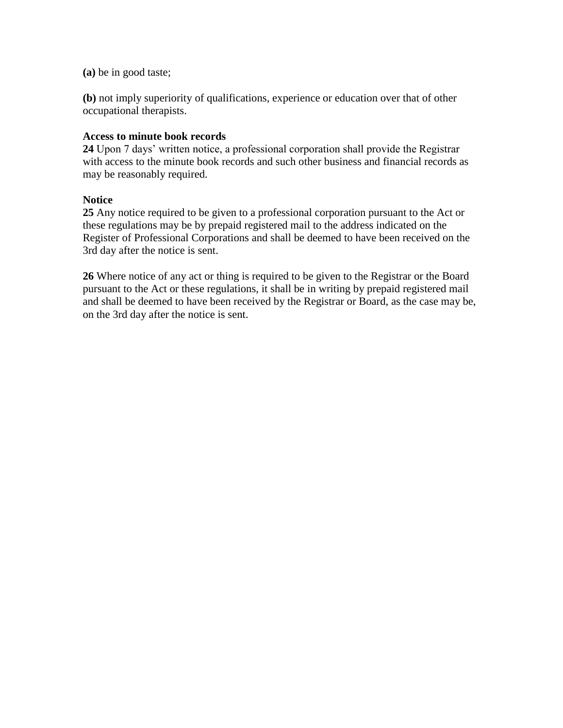**(a)** be in good taste;

**(b)** not imply superiority of qualifications, experience or education over that of other occupational therapists.

**Access to minute book records**

**24** Upon 7 days' written notice, a professional corporation shall provide the Registrar with access to the minute book records and such other business and financial records as may be reasonably required.

**Notice**

**25** Any notice required to be given to a professional corporation pursuant to the Act or these regulations may be by prepaid registered mail to the address indicated on the Register of Professional Corporations and shall be deemed to have been received on the 3rd day after the notice is sent.

**26** Where notice of any act or thing is required to be given to the Registrar or the Board pursuant to the Act or these regulations, it shall be in writing by prepaid registered mail and shall be deemed to have been received by the Registrar or Board, as the case may be, on the 3rd day after the notice is sent.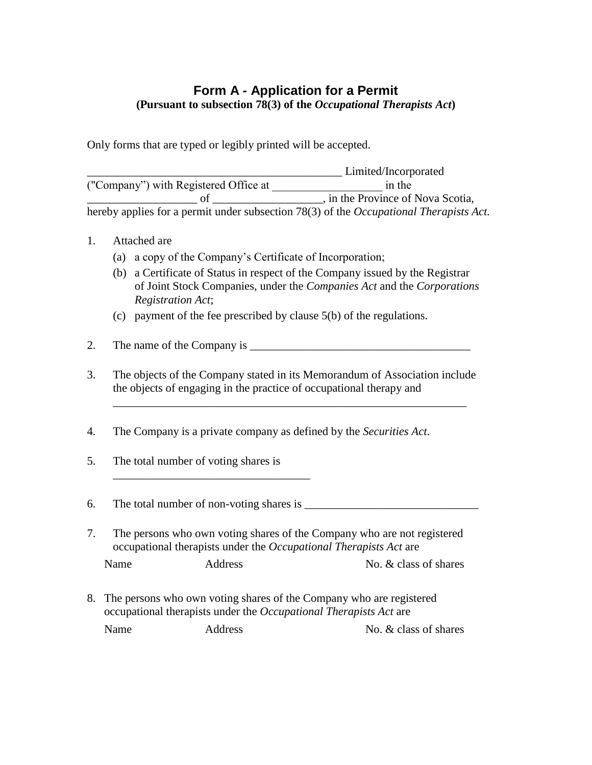## Form A - Application for a Permit

**(Pursuant to subsection 78(3) of the *Occupational Therapists Act*)**

Only forms that are typed or legibly printed will be accepted.

_____________________________________________ Limited/Incorporated ("Company") with Registered Office at ___________________ in the ___________________ of ___________________, in the Province of Nova Scotia, hereby applies for a permit under subsection 78(3) of the *Occupational Therapists Act*.

1. Attached are
   (a) a copy of the Company's Certificate of Incorporation;
   (b) a Certificate of Status in respect of the Company issued by the Registrar of Joint Stock Companies, under the *Companies Act* and the *Corporations Registration Act*;
   (c) payment of the fee prescribed by clause 5(b) of the regulations.

2. The name of the Company is ______________________________________

3. The objects of the Company stated in its Memorandum of Association include the objects of engaging in the practice of occupational therapy and ______________________________________________________________

4. The Company is a private company as defined by the *Securities Act*.

5. The total number of voting shares is __________________________________

6. The total number of non-voting shares is ______________________________

7. The persons who own voting shares of the Company who are not registered occupational therapists under the *Occupational Therapists Act* are

| Name | Address | No. & class of shares |
|---|---|---|

8. The persons who own voting shares of the Company who are registered occupational therapists under the *Occupational Therapists Act* are

| Name | Address | No. & class of shares |
|---|---|---|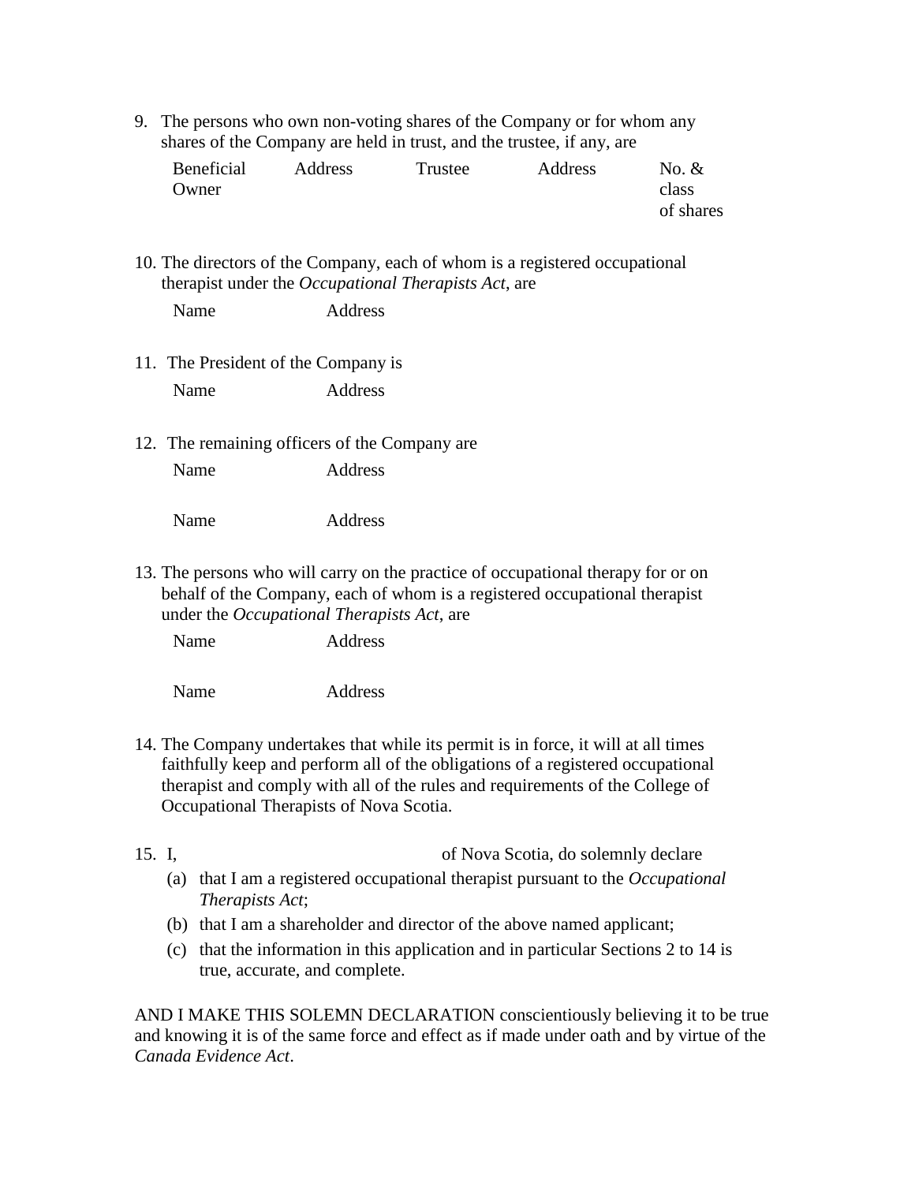9. The persons who own non-voting shares of the Company or for whom any shares of the Company are held in trust, and the trustee, if any, are

| Beneficial Owner | Address | Trustee | Address | No. & class of shares |
|---|---|---|---|---|

10. The directors of the Company, each of whom is a registered occupational therapist under the *Occupational Therapists Act*, are

| Name | Address |
|---|---|

11. The President of the Company is

| Name | Address |
|---|---|

12. The remaining officers of the Company are

| Name | Address |
|---|---|
| Name | Address |

13. The persons who will carry on the practice of occupational therapy for or on behalf of the Company, each of whom is a registered occupational therapist under the *Occupational Therapists Act*, are

| Name | Address |
|---|---|
| Name | Address |

14. The Company undertakes that while its permit is in force, it will at all times faithfully keep and perform all of the obligations of a registered occupational therapist and comply with all of the rules and requirements of the College of Occupational Therapists of Nova Scotia.

15. I, &nbsp;&nbsp;&nbsp;&nbsp;&nbsp;&nbsp;&nbsp;&nbsp;&nbsp;&nbsp;&nbsp;&nbsp;&nbsp;&nbsp;&nbsp;&nbsp;&nbsp;&nbsp;&nbsp;&nbsp; of Nova Scotia, do solemnly declare
    (a) that I am a registered occupational therapist pursuant to the *Occupational Therapists Act*;
    (b) that I am a shareholder and director of the above named applicant;
    (c) that the information in this application and in particular Sections 2 to 14 is true, accurate, and complete.

AND I MAKE THIS SOLEMN DECLARATION conscientiously believing it to be true and knowing it is of the same force and effect as if made under oath and by virtue of the *Canada Evidence Act*.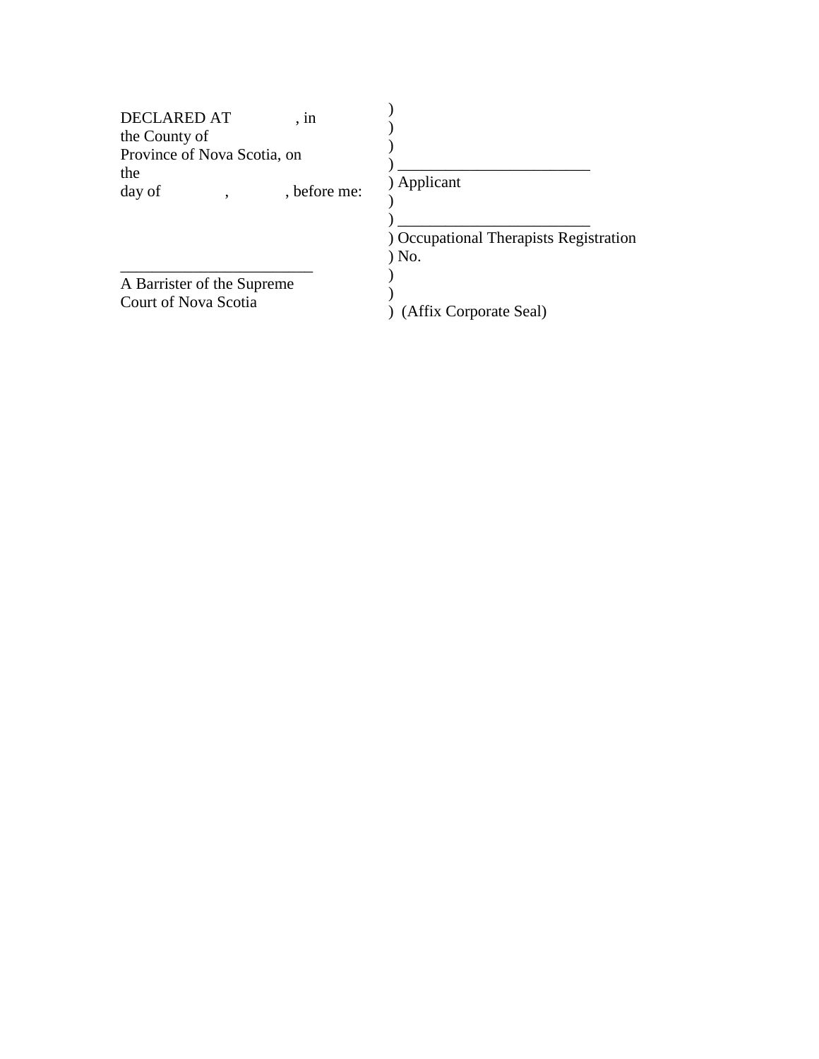| | |
|---|---|
| DECLARED AT , in the County of Province of Nova Scotia, on the day of , , before me: | ) <br> ) <br> ) <br> ) ________________________ <br> ) Applicant <br> ) <br> ) ________________________ <br> ) Occupational Therapists Registration <br> ) No. |
| ________________________ <br> A Barrister of the Supreme Court of Nova Scotia | ) <br> ) <br> ) (Affix Corporate Seal) |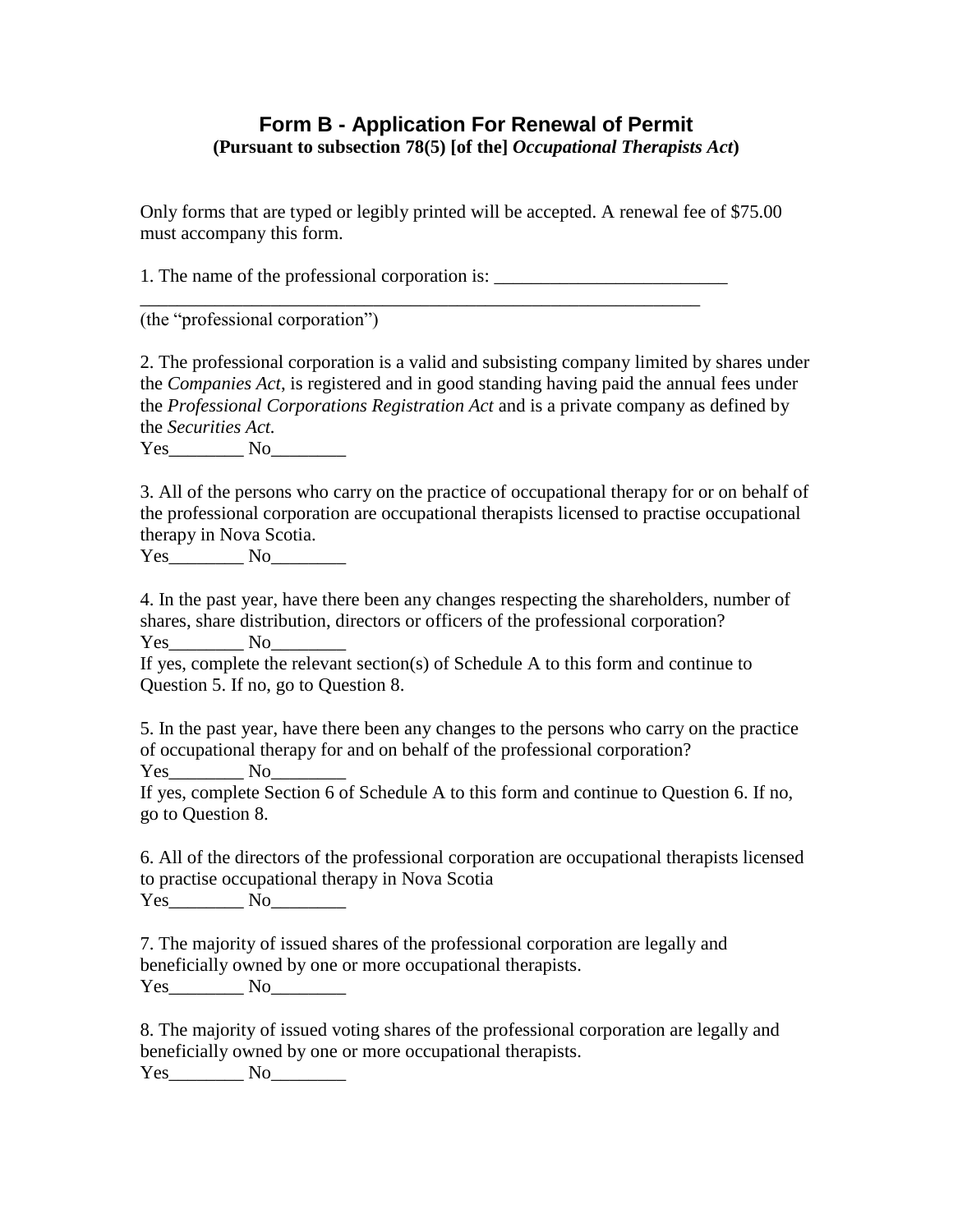## Form B - Application For Renewal of Permit

**(Pursuant to subsection 78(5) [of the]** ***Occupational Therapists Act*****)**

Only forms that are typed or legibly printed will be accepted. A renewal fee of $75.00 must accompany this form.

1. The name of the professional corporation is: _________________________
_______________________________________________________________
(the "professional corporation")

2. The professional corporation is a valid and subsisting company limited by shares under the *Companies Act*, is registered and in good standing having paid the annual fees under the *Professional Corporations Registration Act* and is a private company as defined by the *Securities Act.*
Yes________ No________

3. All of the persons who carry on the practice of occupational therapy for or on behalf of the professional corporation are occupational therapists licensed to practise occupational therapy in Nova Scotia.
Yes________ No________

4. In the past year, have there been any changes respecting the shareholders, number of shares, share distribution, directors or officers of the professional corporation?
Yes________ No________
If yes, complete the relevant section(s) of Schedule A to this form and continue to Question 5. If no, go to Question 8.

5. In the past year, have there been any changes to the persons who carry on the practice of occupational therapy for and on behalf of the professional corporation?
Yes________ No________
If yes, complete Section 6 of Schedule A to this form and continue to Question 6. If no, go to Question 8.

6. All of the directors of the professional corporation are occupational therapists licensed to practise occupational therapy in Nova Scotia
Yes________ No________

7. The majority of issued shares of the professional corporation are legally and beneficially owned by one or more occupational therapists.
Yes________ No________

8. The majority of issued voting shares of the professional corporation are legally and beneficially owned by one or more occupational therapists.
Yes________ No________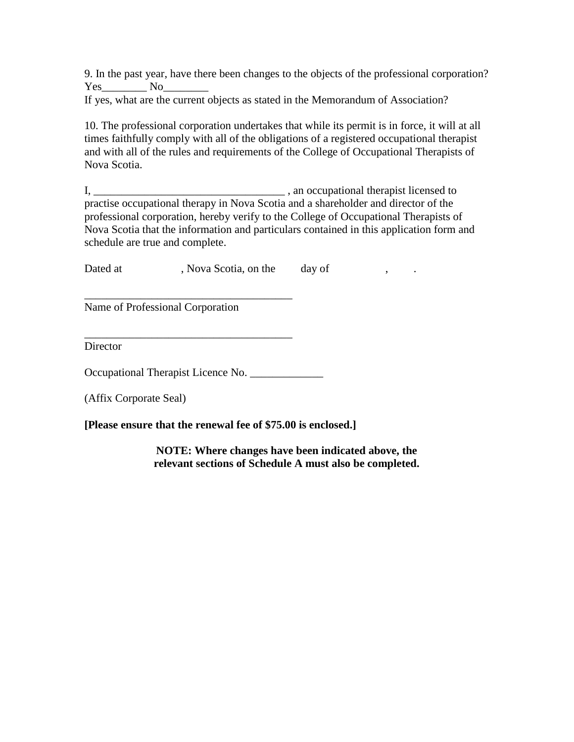9. In the past year, have there been changes to the objects of the professional corporation?
Yes________ No________
If yes, what are the current objects as stated in the Memorandum of Association?

10. The professional corporation undertakes that while its permit is in force, it will at all times faithfully comply with all of the obligations of a registered occupational therapist and with all of the rules and requirements of the College of Occupational Therapists of Nova Scotia.

I, __________________________________ , an occupational therapist licensed to practise occupational therapy in Nova Scotia and a shareholder and director of the professional corporation, hereby verify to the College of Occupational Therapists of Nova Scotia that the information and particulars contained in this application form and schedule are true and complete.

Dated at                , Nova Scotia, on the        day of                ,        .

_____________________________________
Name of Professional Corporation

_____________________________________
Director

Occupational Therapist Licence No. _____________

(Affix Corporate Seal)

**[Please ensure that the renewal fee of $75.00 is enclosed.]**

**NOTE: Where changes have been indicated above, the relevant sections of Schedule A must also be completed.**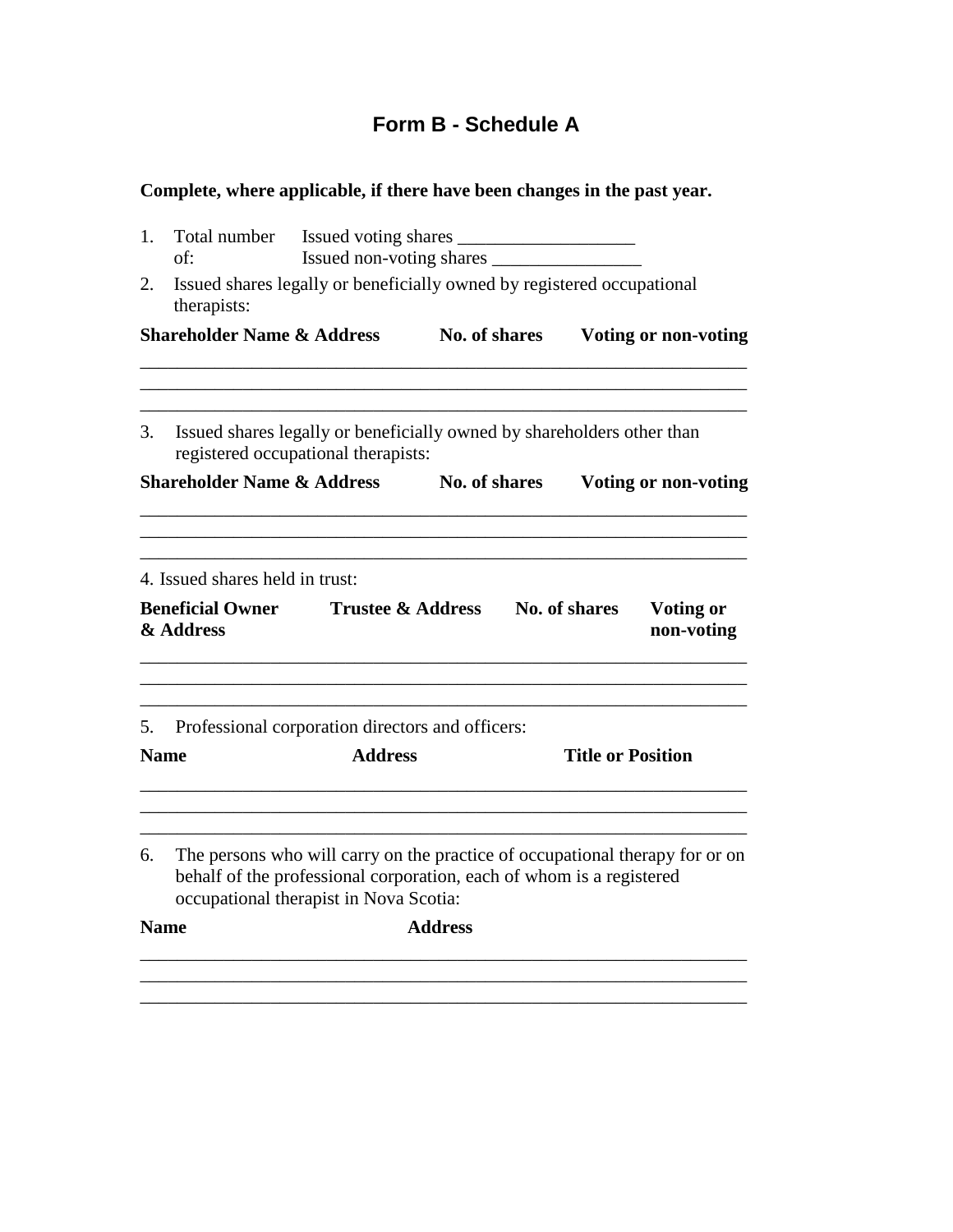# Form B - Schedule A

**Complete, where applicable, if there have been changes in the past year.**

1. Total number of: Issued voting shares ___________________
   Issued non-voting shares ________________
2. Issued shares legally or beneficially owned by registered occupational therapists:

| Shareholder Name & Address | No. of shares | Voting or non-voting |
|---|---|---|
| | | |
| | | |
| | | |

3. Issued shares legally or beneficially owned by shareholders other than registered occupational therapists:

| Shareholder Name & Address | No. of shares | Voting or non-voting |
|---|---|---|
| | | |
| | | |
| | | |

4. Issued shares held in trust:

| Beneficial Owner & Address | Trustee & Address | No. of shares | Voting or non-voting |
|---|---|---|---|
| | | | |
| | | | |
| | | | |

5. Professional corporation directors and officers:

| Name | Address | Title or Position |
|---|---|---|
| | | |
| | | |
| | | |

6. The persons who will carry on the practice of occupational therapy for or on behalf of the professional corporation, each of whom is a registered occupational therapist in Nova Scotia:

| Name | Address |
|---|---|
| | |
| | |
| | |